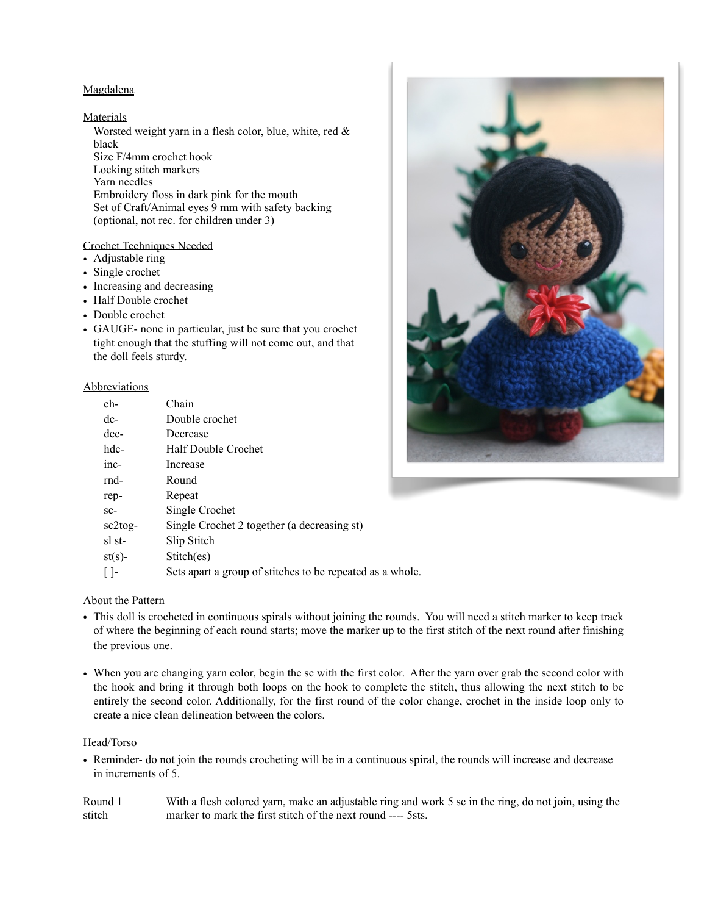# Magdalena

## Materials

Worsted weight yarn in a flesh color, blue, white, red & black
Size F/4mm crochet hook
Locking stitch markers
Yarn needles
Embroidery floss in dark pink for the mouth
Set of Craft/Animal eyes 9 mm with safety backing (optional, not rec. for children under 3)

## Crochet Techniques Needed

- Adjustable ring
- Single crochet
- Increasing and decreasing
- Half Double crochet
- Double crochet
- GAUGE- none in particular, just be sure that you crochet tight enough that the stuffing will not come out, and that the doll feels sturdy.

## Abbreviations

| | |
|---|---|
| ch- | Chain |
| dc- | Double crochet |
| dec- | Decrease |
| hdc- | Half Double Crochet |
| inc- | Increase |
| rnd- | Round |
| rep- | Repeat |
| sc- | Single Crochet |
| sc2tog- | Single Crochet 2 together (a decreasing st) |
| sl st- | Slip Stitch |
| st(s)- | Stitch(es) |
| [ ]- | Sets apart a group of stitches to be repeated as a whole. |

## About the Pattern

- This doll is crocheted in continuous spirals without joining the rounds. You will need a stitch marker to keep track of where the beginning of each round starts; move the marker up to the first stitch of the next round after finishing the previous one.

- When you are changing yarn color, begin the sc with the first color. After the yarn over grab the second color with the hook and bring it through both loops on the hook to complete the stitch, thus allowing the next stitch to be entirely the second color. Additionally, for the first round of the color change, crochet in the inside loop only to create a nice clean delineation between the colors.

## Head/Torso

- Reminder- do not join the rounds crocheting will be in a continuous spiral, the rounds will increase and decrease in increments of 5.

| | |
|---|---|
| Round 1 stitch | With a flesh colored yarn, make an adjustable ring and work 5 sc in the ring, do not join, using the marker to mark the first stitch of the next round ---- 5sts. |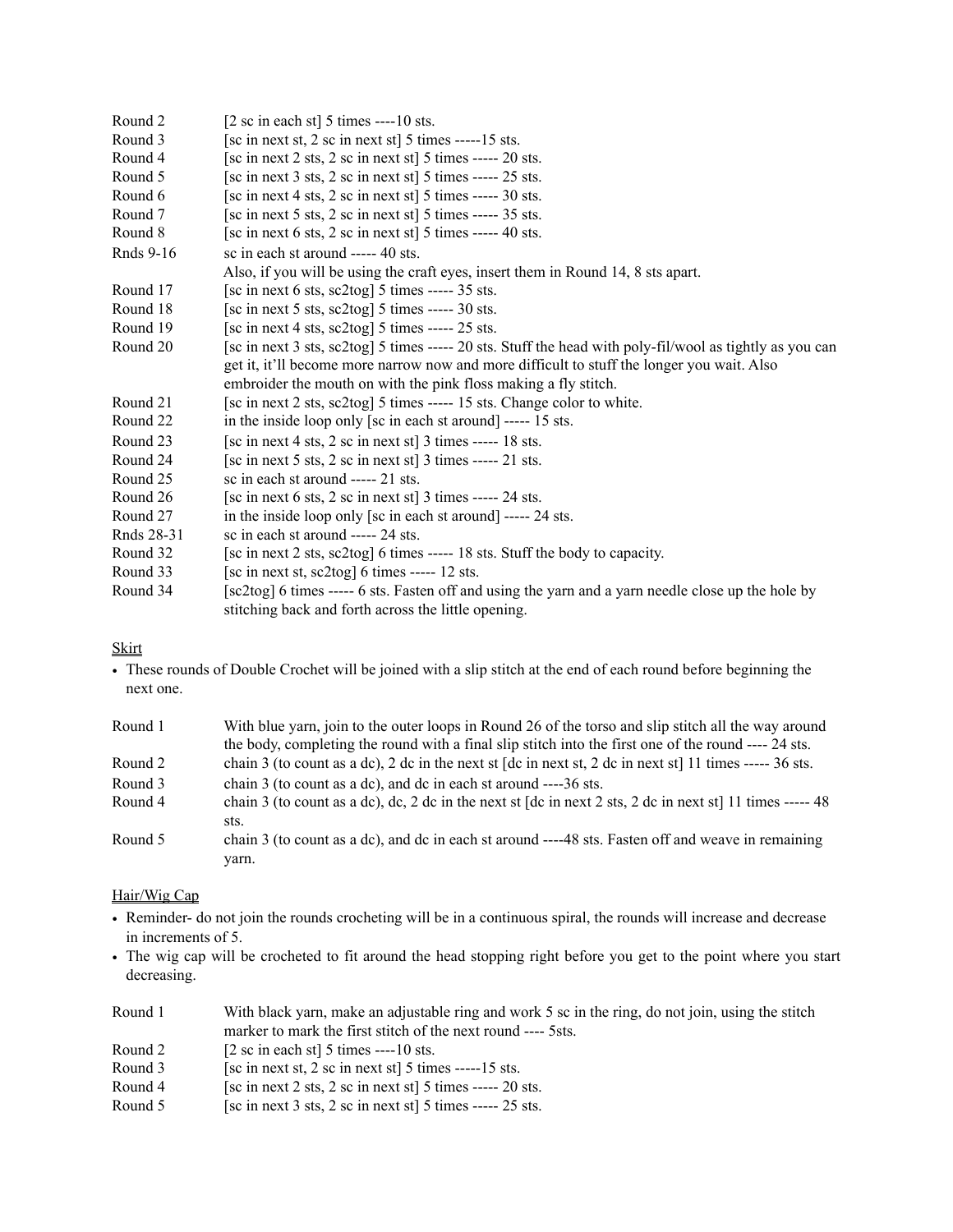| | |
|---|---|
| Round 2 | [2 sc in each st] 5 times ----10 sts. |
| Round 3 | [sc in next st, 2 sc in next st] 5 times -----15 sts. |
| Round 4 | [sc in next 2 sts, 2 sc in next st] 5 times ----- 20 sts. |
| Round 5 | [sc in next 3 sts, 2 sc in next st] 5 times ----- 25 sts. |
| Round 6 | [sc in next 4 sts, 2 sc in next st] 5 times ----- 30 sts. |
| Round 7 | [sc in next 5 sts, 2 sc in next st] 5 times ----- 35 sts. |
| Round 8 | [sc in next 6 sts, 2 sc in next st] 5 times ----- 40 sts. |
| Rnds 9-16 | sc in each st around ----- 40 sts. Also, if you will be using the craft eyes, insert them in Round 14, 8 sts apart. |
| Round 17 | [sc in next 6 sts, sc2tog] 5 times ----- 35 sts. |
| Round 18 | [sc in next 5 sts, sc2tog] 5 times ----- 30 sts. |
| Round 19 | [sc in next 4 sts, sc2tog] 5 times ----- 25 sts. |
| Round 20 | [sc in next 3 sts, sc2tog] 5 times ----- 20 sts. Stuff the head with poly-fil/wool as tightly as you can get it, it'll become more narrow now and more difficult to stuff the longer you wait. Also embroider the mouth on with the pink floss making a fly stitch. |
| Round 21 | [sc in next 2 sts, sc2tog] 5 times ----- 15 sts. Change color to white. |
| Round 22 | in the inside loop only [sc in each st around] ----- 15 sts. |
| Round 23 | [sc in next 4 sts, 2 sc in next st] 3 times ----- 18 sts. |
| Round 24 | [sc in next 5 sts, 2 sc in next st] 3 times ----- 21 sts. |
| Round 25 | sc in each st around ----- 21 sts. |
| Round 26 | [sc in next 6 sts, 2 sc in next st] 3 times ----- 24 sts. |
| Round 27 | in the inside loop only [sc in each st around] ----- 24 sts. |
| Rnds 28-31 | sc in each st around ----- 24 sts. |
| Round 32 | [sc in next 2 sts, sc2tog] 6 times ----- 18 sts. Stuff the body to capacity. |
| Round 33 | [sc in next st, sc2tog] 6 times ----- 12 sts. |
| Round 34 | [sc2tog] 6 times ----- 6 sts. Fasten off and using the yarn and a yarn needle close up the hole by stitching back and forth across the little opening. |

<u>Skirt</u>

- These rounds of Double Crochet will be joined with a slip stitch at the end of each round before beginning the next one.

| | |
|---|---|
| Round 1 | With blue yarn, join to the outer loops in Round 26 of the torso and slip stitch all the way around the body, completing the round with a final slip stitch into the first one of the round ---- 24 sts. |
| Round 2 | chain 3 (to count as a dc), 2 dc in the next st [dc in next st, 2 dc in next st] 11 times ----- 36 sts. |
| Round 3 | chain 3 (to count as a dc), and dc in each st around ----36 sts. |
| Round 4 | chain 3 (to count as a dc), dc, 2 dc in the next st [dc in next 2 sts, 2 dc in next st] 11 times ----- 48 sts. |
| Round 5 | chain 3 (to count as a dc), and dc in each st around ----48 sts. Fasten off and weave in remaining yarn. |

<u>Hair/Wig Cap</u>

- Reminder- do not join the rounds crocheting will be in a continuous spiral, the rounds will increase and decrease in increments of 5.
- The wig cap will be crocheted to fit around the head stopping right before you get to the point where you start decreasing.

| | |
|---|---|
| Round 1 | With black yarn, make an adjustable ring and work 5 sc in the ring, do not join, using the stitch marker to mark the first stitch of the next round ---- 5sts. |
| Round 2 | [2 sc in each st] 5 times ----10 sts. |
| Round 3 | [sc in next st, 2 sc in next st] 5 times -----15 sts. |
| Round 4 | [sc in next 2 sts, 2 sc in next st] 5 times ----- 20 sts. |
| Round 5 | [sc in next 3 sts, 2 sc in next st] 5 times ----- 25 sts. |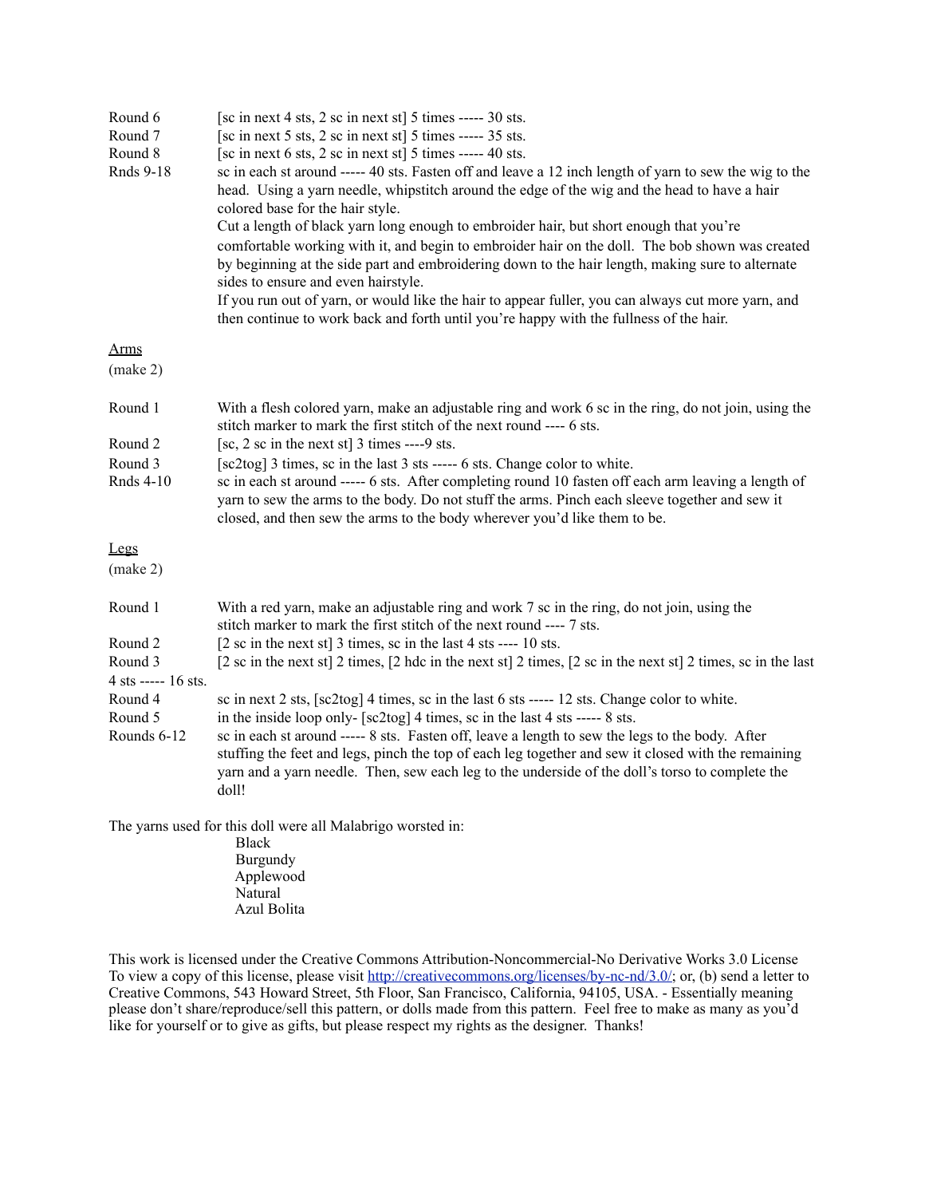| | |
|---|---|
| Round 6 | [sc in next 4 sts, 2 sc in next st] 5 times ----- 30 sts. |
| Round 7 | [sc in next 5 sts, 2 sc in next st] 5 times ----- 35 sts. |
| Round 8 | [sc in next 6 sts, 2 sc in next st] 5 times ----- 40 sts. |
| Rnds 9-18 | sc in each st around ----- 40 sts. Fasten off and leave a 12 inch length of yarn to sew the wig to the head. Using a yarn needle, whipstitch around the edge of the wig and the head to have a hair colored base for the hair style. |

Cut a length of black yarn long enough to embroider hair, but short enough that you're comfortable working with it, and begin to embroider hair on the doll. The bob shown was created by beginning at the side part and embroidering down to the hair length, making sure to alternate sides to ensure and even hairstyle.

If you run out of yarn, or would like the hair to appear fuller, you can always cut more yarn, and then continue to work back and forth until you're happy with the fullness of the hair.

## Arms

(make 2)

| | |
|---|---|
| Round 1 | With a flesh colored yarn, make an adjustable ring and work 6 sc in the ring, do not join, using the stitch marker to mark the first stitch of the next round ---- 6 sts. |
| Round 2 | [sc, 2 sc in the next st] 3 times ----9 sts. |
| Round 3 | [sc2tog] 3 times, sc in the last 3 sts ----- 6 sts. Change color to white. |
| Rnds 4-10 | sc in each st around ----- 6 sts. After completing round 10 fasten off each arm leaving a length of yarn to sew the arms to the body. Do not stuff the arms. Pinch each sleeve together and sew it closed, and then sew the arms to the body wherever you'd like them to be. |

## Legs

(make 2)

| | |
|---|---|
| Round 1 | With a red yarn, make an adjustable ring and work 7 sc in the ring, do not join, using the stitch marker to mark the first stitch of the next round ---- 7 sts. |
| Round 2 | [2 sc in the next st] 3 times, sc in the last 4 sts ---- 10 sts. |
| Round 3 | [2 sc in the next st] 2 times, [2 hdc in the next st] 2 times, [2 sc in the next st] 2 times, sc in the last 4 sts ----- 16 sts. |
| Round 4 | sc in next 2 sts, [sc2tog] 4 times, sc in the last 6 sts ----- 12 sts. Change color to white. |
| Round 5 | in the inside loop only- [sc2tog] 4 times, sc in the last 4 sts ----- 8 sts. |
| Rounds 6-12 | sc in each st around ----- 8 sts. Fasten off, leave a length to sew the legs to the body. After stuffing the feet and legs, pinch the top of each leg together and sew it closed with the remaining yarn and a yarn needle. Then, sew each leg to the underside of the doll's torso to complete the doll! |

The yarns used for this doll were all Malabrigo worsted in:

Black
Burgundy
Applewood
Natural
Azul Bolita

This work is licensed under the Creative Commons Attribution-Noncommercial-No Derivative Works 3.0 License To view a copy of this license, please visit http://creativecommons.org/licenses/by-nc-nd/3.0/; or, (b) send a letter to Creative Commons, 543 Howard Street, 5th Floor, San Francisco, California, 94105, USA. - Essentially meaning please don't share/reproduce/sell this pattern, or dolls made from this pattern. Feel free to make as many as you'd like for yourself or to give as gifts, but please respect my rights as the designer. Thanks!